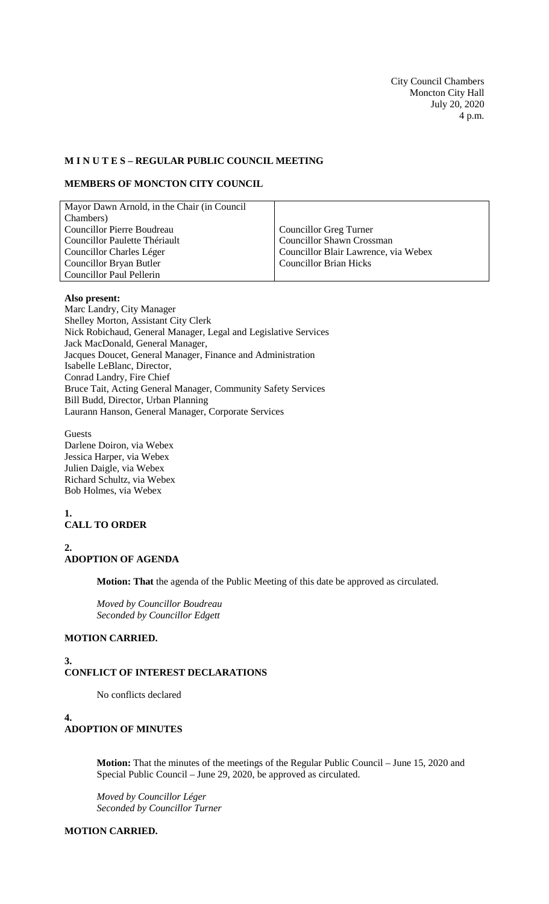City Council Chambers
Moncton City Hall
July 20, 2020
4 p.m.

**M I N U T E S – REGULAR PUBLIC COUNCIL MEETING**

**MEMBERS OF MONCTON CITY COUNCIL**

| | |
|---|---|
| Mayor Dawn Arnold, in the Chair (in Council Chambers) | |
| Councillor Pierre Boudreau | Councillor Greg Turner |
| Councillor Paulette Thériault | Councillor Shawn Crossman |
| Councillor Charles Léger | Councillor Blair Lawrence, via Webex |
| Councillor Bryan Butler | Councillor Brian Hicks |
| Councillor Paul Pellerin | |

**Also present:**
Marc Landry, City Manager
Shelley Morton, Assistant City Clerk
Nick Robichaud, General Manager, Legal and Legislative Services
Jack MacDonald, General Manager,
Jacques Doucet, General Manager, Finance and Administration
Isabelle LeBlanc, Director,
Conrad Landry, Fire Chief
Bruce Tait, Acting General Manager, Community Safety Services
Bill Budd, Director, Urban Planning
Laurann Hanson, General Manager, Corporate Services

Guests
Darlene Doiron, via Webex
Jessica Harper, via Webex
Julien Daigle, via Webex
Richard Schultz, via Webex
Bob Holmes, via Webex

**1.**
**CALL TO ORDER**

**2.**
**ADOPTION OF AGENDA**

**Motion: That** the agenda of the Public Meeting of this date be approved as circulated.

*Moved by Councillor Boudreau*
*Seconded by Councillor Edgett*

**MOTION CARRIED.**

**3.**
**CONFLICT OF INTEREST DECLARATIONS**

No conflicts declared

**4.**
**ADOPTION OF MINUTES**

**Motion:** That the minutes of the meetings of the Regular Public Council – June 15, 2020 and Special Public Council – June 29, 2020, be approved as circulated.

*Moved by Councillor Léger*
*Seconded by Councillor Turner*

**MOTION CARRIED.**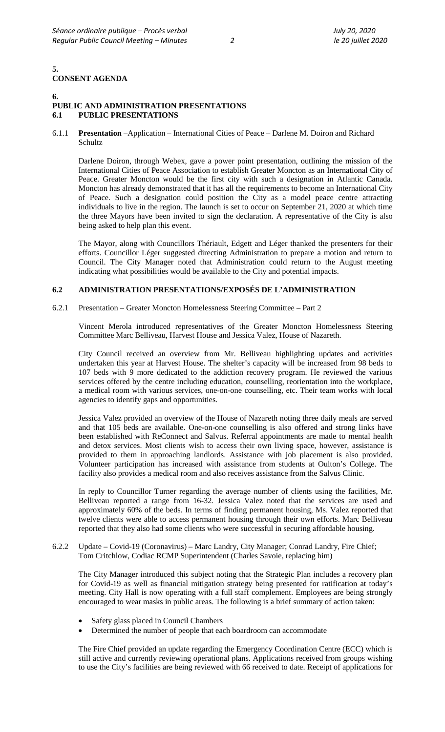**5.**
**CONSENT AGENDA**

**6.**
**PUBLIC AND ADMINISTRATION PRESENTATIONS**

**6.1 PUBLIC PRESENTATIONS**

6.1.1 **Presentation** –Application – International Cities of Peace – Darlene M. Doiron and Richard Schultz

Darlene Doiron, through Webex, gave a power point presentation, outlining the mission of the International Cities of Peace Association to establish Greater Moncton as an International City of Peace. Greater Moncton would be the first city with such a designation in Atlantic Canada. Moncton has already demonstrated that it has all the requirements to become an International City of Peace. Such a designation could position the City as a model peace centre attracting individuals to live in the region. The launch is set to occur on September 21, 2020 at which time the three Mayors have been invited to sign the declaration. A representative of the City is also being asked to help plan this event.

The Mayor, along with Councillors Thériault, Edgett and Léger thanked the presenters for their efforts. Councillor Léger suggested directing Administration to prepare a motion and return to Council. The City Manager noted that Administration could return to the August meeting indicating what possibilities would be available to the City and potential impacts.

**6.2 ADMINISTRATION PRESENTATIONS/EXPOSÉS DE L'ADMINISTRATION**

6.2.1 Presentation – Greater Moncton Homelessness Steering Committee – Part 2

Vincent Merola introduced representatives of the Greater Moncton Homelessness Steering Committee Marc Belliveau, Harvest House and Jessica Valez, House of Nazareth.

City Council received an overview from Mr. Belliveau highlighting updates and activities undertaken this year at Harvest House. The shelter's capacity will be increased from 98 beds to 107 beds with 9 more dedicated to the addiction recovery program. He reviewed the various services offered by the centre including education, counselling, reorientation into the workplace, a medical room with various services, one-on-one counselling, etc. Their team works with local agencies to identify gaps and opportunities.

Jessica Valez provided an overview of the House of Nazareth noting three daily meals are served and that 105 beds are available. One-on-one counselling is also offered and strong links have been established with ReConnect and Salvus. Referral appointments are made to mental health and detox services. Most clients wish to access their own living space, however, assistance is provided to them in approaching landlords. Assistance with job placement is also provided. Volunteer participation has increased with assistance from students at Oulton's College. The facility also provides a medical room and also receives assistance from the Salvus Clinic.

In reply to Councillor Turner regarding the average number of clients using the facilities, Mr. Belliveau reported a range from 16-32. Jessica Valez noted that the services are used and approximately 60% of the beds. In terms of finding permanent housing, Ms. Valez reported that twelve clients were able to access permanent housing through their own efforts. Marc Belliveau reported that they also had some clients who were successful in securing affordable housing.

6.2.2 Update – Covid-19 (Coronavirus) – Marc Landry, City Manager; Conrad Landry, Fire Chief; Tom Critchlow, Codiac RCMP Superintendent (Charles Savoie, replacing him)

The City Manager introduced this subject noting that the Strategic Plan includes a recovery plan for Covid-19 as well as financial mitigation strategy being presented for ratification at today's meeting. City Hall is now operating with a full staff complement. Employees are being strongly encouraged to wear masks in public areas. The following is a brief summary of action taken:

- Safety glass placed in Council Chambers
- Determined the number of people that each boardroom can accommodate

The Fire Chief provided an update regarding the Emergency Coordination Centre (ECC) which is still active and currently reviewing operational plans. Applications received from groups wishing to use the City's facilities are being reviewed with 66 received to date. Receipt of applications for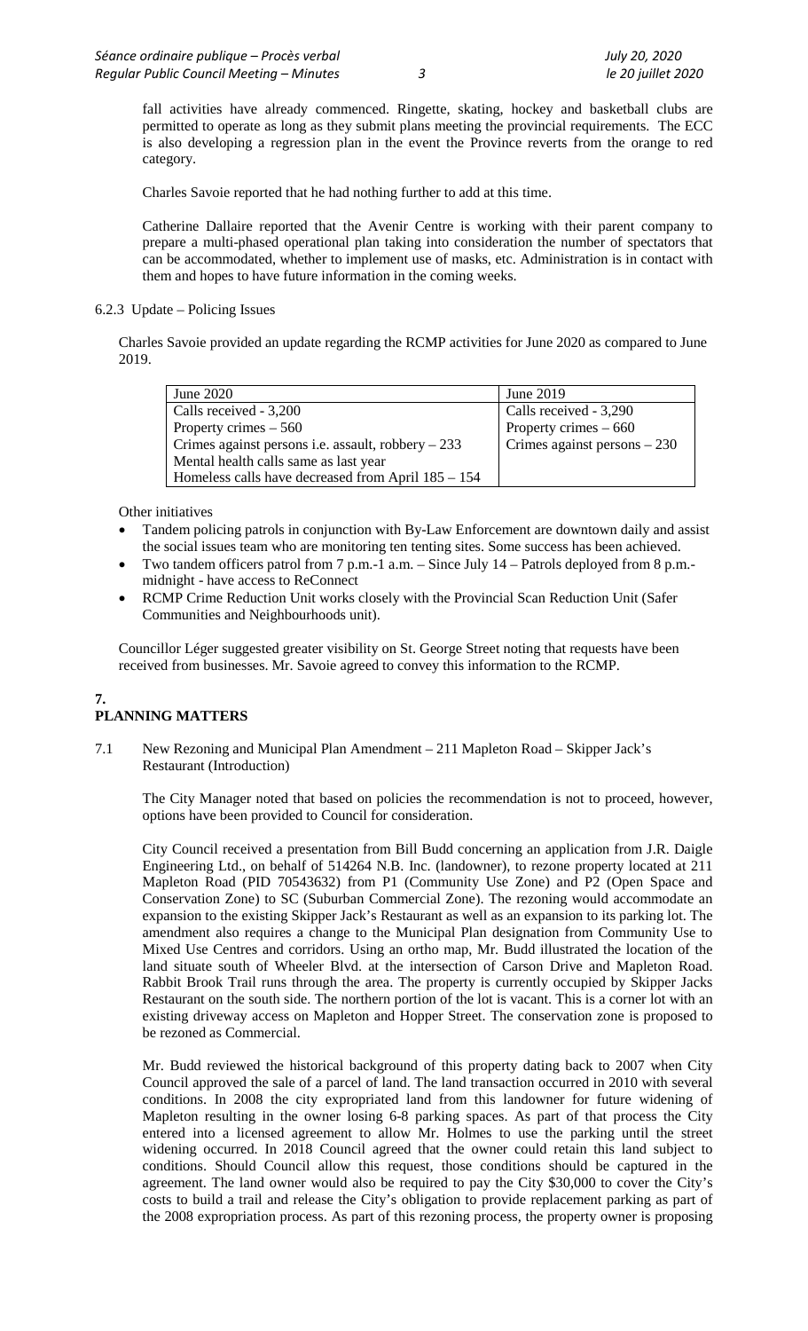fall activities have already commenced. Ringette, skating, hockey and basketball clubs are permitted to operate as long as they submit plans meeting the provincial requirements. The ECC is also developing a regression plan in the event the Province reverts from the orange to red category.

Charles Savoie reported that he had nothing further to add at this time.

Catherine Dallaire reported that the Avenir Centre is working with their parent company to prepare a multi-phased operational plan taking into consideration the number of spectators that can be accommodated, whether to implement use of masks, etc. Administration is in contact with them and hopes to have future information in the coming weeks.

6.2.3 Update – Policing Issues

Charles Savoie provided an update regarding the RCMP activities for June 2020 as compared to June 2019.

| June 2020 | June 2019 |
| --- | --- |
| Calls received - 3,200 | Calls received - 3,290 |
| Property crimes – 560 | Property crimes – 660 |
| Crimes against persons i.e. assault, robbery – 233 | Crimes against persons – 230 |
| Mental health calls same as last year | |
| Homeless calls have decreased from April 185 – 154 | |

Other initiatives

- Tandem policing patrols in conjunction with By-Law Enforcement are downtown daily and assist the social issues team who are monitoring ten tenting sites. Some success has been achieved.
- Two tandem officers patrol from 7 p.m.-1 a.m. – Since July 14 – Patrols deployed from 8 p.m.-midnight - have access to ReConnect
- RCMP Crime Reduction Unit works closely with the Provincial Scan Reduction Unit (Safer Communities and Neighbourhoods unit).

Councillor Léger suggested greater visibility on St. George Street noting that requests have been received from businesses. Mr. Savoie agreed to convey this information to the RCMP.

## 7. PLANNING MATTERS

7.1 New Rezoning and Municipal Plan Amendment – 211 Mapleton Road – Skipper Jack's Restaurant (Introduction)

The City Manager noted that based on policies the recommendation is not to proceed, however, options have been provided to Council for consideration.

City Council received a presentation from Bill Budd concerning an application from J.R. Daigle Engineering Ltd., on behalf of 514264 N.B. Inc. (landowner), to rezone property located at 211 Mapleton Road (PID 70543632) from P1 (Community Use Zone) and P2 (Open Space and Conservation Zone) to SC (Suburban Commercial Zone). The rezoning would accommodate an expansion to the existing Skipper Jack's Restaurant as well as an expansion to its parking lot. The amendment also requires a change to the Municipal Plan designation from Community Use to Mixed Use Centres and corridors. Using an ortho map, Mr. Budd illustrated the location of the land situate south of Wheeler Blvd. at the intersection of Carson Drive and Mapleton Road. Rabbit Brook Trail runs through the area. The property is currently occupied by Skipper Jacks Restaurant on the south side. The northern portion of the lot is vacant. This is a corner lot with an existing driveway access on Mapleton and Hopper Street. The conservation zone is proposed to be rezoned as Commercial.

Mr. Budd reviewed the historical background of this property dating back to 2007 when City Council approved the sale of a parcel of land. The land transaction occurred in 2010 with several conditions. In 2008 the city expropriated land from this landowner for future widening of Mapleton resulting in the owner losing 6-8 parking spaces. As part of that process the City entered into a licensed agreement to allow Mr. Holmes to use the parking until the street widening occurred. In 2018 Council agreed that the owner could retain this land subject to conditions. Should Council allow this request, those conditions should be captured in the agreement. The land owner would also be required to pay the City $30,000 to cover the City's costs to build a trail and release the City's obligation to provide replacement parking as part of the 2008 expropriation process. As part of this rezoning process, the property owner is proposing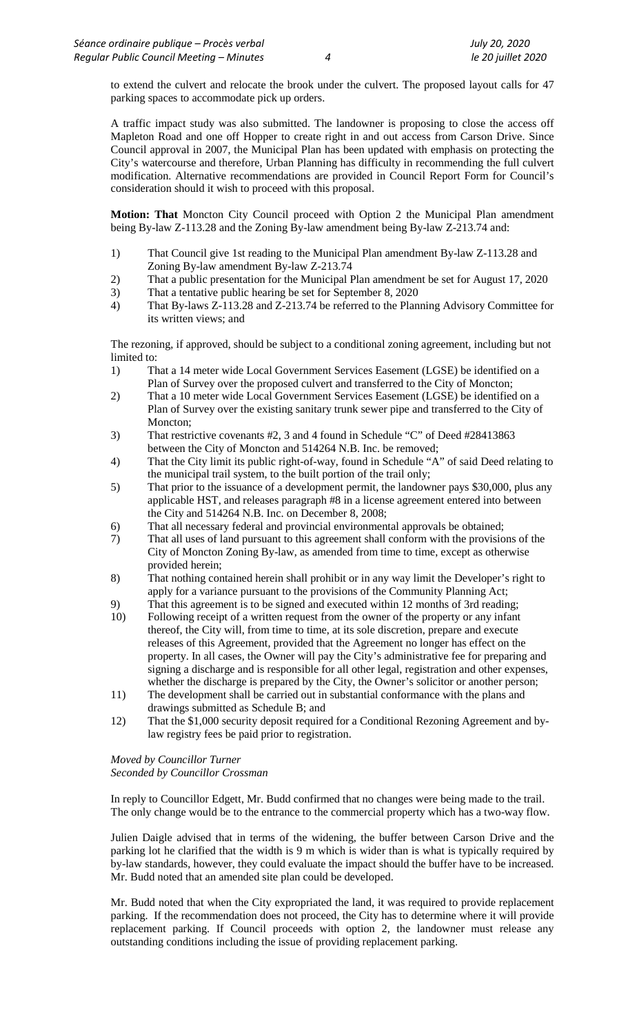to extend the culvert and relocate the brook under the culvert. The proposed layout calls for 47 parking spaces to accommodate pick up orders.

A traffic impact study was also submitted. The landowner is proposing to close the access off Mapleton Road and one off Hopper to create right in and out access from Carson Drive. Since Council approval in 2007, the Municipal Plan has been updated with emphasis on protecting the City's watercourse and therefore, Urban Planning has difficulty in recommending the full culvert modification. Alternative recommendations are provided in Council Report Form for Council's consideration should it wish to proceed with this proposal.

**Motion: That** Moncton City Council proceed with Option 2 the Municipal Plan amendment being By-law Z-113.28 and the Zoning By-law amendment being By-law Z-213.74 and:

1) That Council give 1st reading to the Municipal Plan amendment By-law Z-113.28 and Zoning By-law amendment By-law Z-213.74
2) That a public presentation for the Municipal Plan amendment be set for August 17, 2020
3) That a tentative public hearing be set for September 8, 2020
4) That By-laws Z-113.28 and Z-213.74 be referred to the Planning Advisory Committee for its written views; and

The rezoning, if approved, should be subject to a conditional zoning agreement, including but not limited to:

1) That a 14 meter wide Local Government Services Easement (LGSE) be identified on a Plan of Survey over the proposed culvert and transferred to the City of Moncton;
2) That a 10 meter wide Local Government Services Easement (LGSE) be identified on a Plan of Survey over the existing sanitary trunk sewer pipe and transferred to the City of Moncton;
3) That restrictive covenants #2, 3 and 4 found in Schedule "C" of Deed #28413863 between the City of Moncton and 514264 N.B. Inc. be removed;
4) That the City limit its public right-of-way, found in Schedule "A" of said Deed relating to the municipal trail system, to the built portion of the trail only;
5) That prior to the issuance of a development permit, the landowner pays $30,000, plus any applicable HST, and releases paragraph #8 in a license agreement entered into between the City and 514264 N.B. Inc. on December 8, 2008;
6) That all necessary federal and provincial environmental approvals be obtained;
7) That all uses of land pursuant to this agreement shall conform with the provisions of the City of Moncton Zoning By-law, as amended from time to time, except as otherwise provided herein;
8) That nothing contained herein shall prohibit or in any way limit the Developer's right to apply for a variance pursuant to the provisions of the Community Planning Act;
9) That this agreement is to be signed and executed within 12 months of 3rd reading;
10) Following receipt of a written request from the owner of the property or any infant thereof, the City will, from time to time, at its sole discretion, prepare and execute releases of this Agreement, provided that the Agreement no longer has effect on the property. In all cases, the Owner will pay the City's administrative fee for preparing and signing a discharge and is responsible for all other legal, registration and other expenses, whether the discharge is prepared by the City, the Owner's solicitor or another person;
11) The development shall be carried out in substantial conformance with the plans and drawings submitted as Schedule B; and
12) That the $1,000 security deposit required for a Conditional Rezoning Agreement and by-law registry fees be paid prior to registration.

*Moved by Councillor Turner*
*Seconded by Councillor Crossman*

In reply to Councillor Edgett, Mr. Budd confirmed that no changes were being made to the trail. The only change would be to the entrance to the commercial property which has a two-way flow.

Julien Daigle advised that in terms of the widening, the buffer between Carson Drive and the parking lot he clarified that the width is 9 m which is wider than is what is typically required by by-law standards, however, they could evaluate the impact should the buffer have to be increased. Mr. Budd noted that an amended site plan could be developed.

Mr. Budd noted that when the City expropriated the land, it was required to provide replacement parking. If the recommendation does not proceed, the City has to determine where it will provide replacement parking. If Council proceeds with option 2, the landowner must release any outstanding conditions including the issue of providing replacement parking.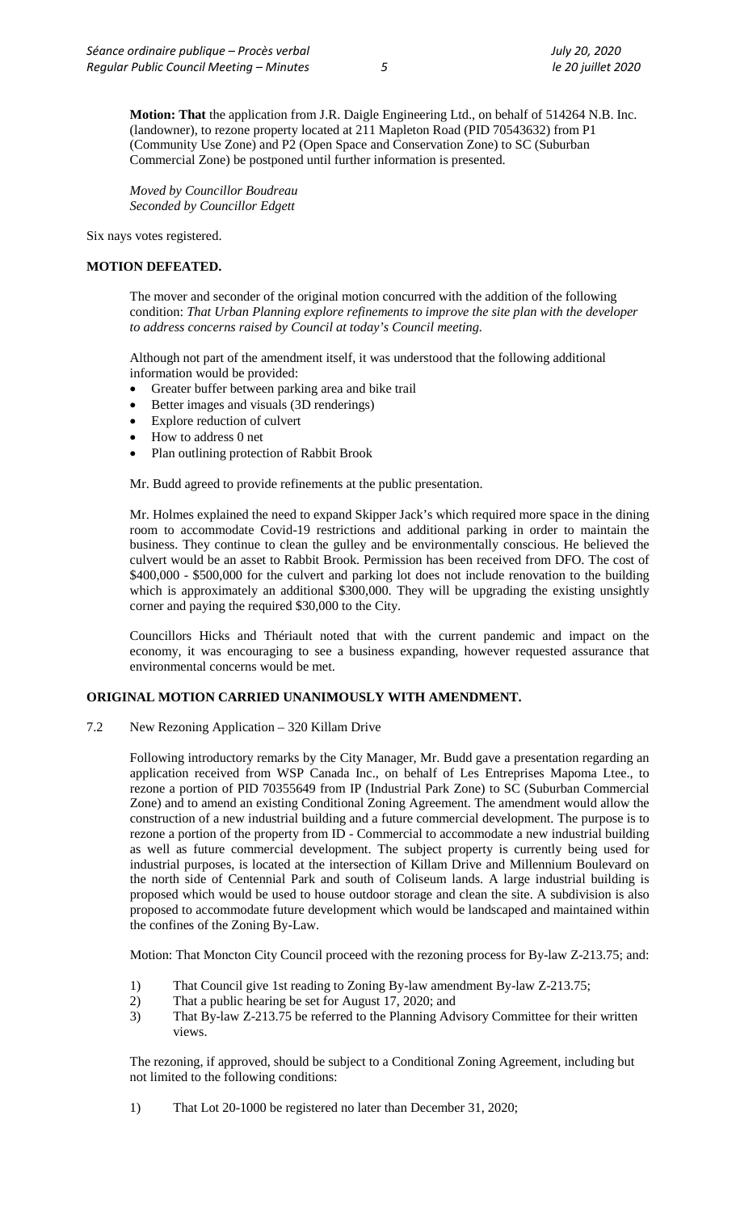**Motion: That** the application from J.R. Daigle Engineering Ltd., on behalf of 514264 N.B. Inc. (landowner), to rezone property located at 211 Mapleton Road (PID 70543632) from P1 (Community Use Zone) and P2 (Open Space and Conservation Zone) to SC (Suburban Commercial Zone) be postponed until further information is presented.

*Moved by Councillor Boudreau*
*Seconded by Councillor Edgett*

Six nays votes registered.

**MOTION DEFEATED.**

The mover and seconder of the original motion concurred with the addition of the following condition: *That Urban Planning explore refinements to improve the site plan with the developer to address concerns raised by Council at today's Council meeting.*

Although not part of the amendment itself, it was understood that the following additional information would be provided:

- Greater buffer between parking area and bike trail
- Better images and visuals (3D renderings)
- Explore reduction of culvert
- How to address 0 net
- Plan outlining protection of Rabbit Brook

Mr. Budd agreed to provide refinements at the public presentation.

Mr. Holmes explained the need to expand Skipper Jack's which required more space in the dining room to accommodate Covid-19 restrictions and additional parking in order to maintain the business. They continue to clean the gulley and be environmentally conscious. He believed the culvert would be an asset to Rabbit Brook. Permission has been received from DFO. The cost of $400,000 - $500,000 for the culvert and parking lot does not include renovation to the building which is approximately an additional $300,000. They will be upgrading the existing unsightly corner and paying the required $30,000 to the City.

Councillors Hicks and Thériault noted that with the current pandemic and impact on the economy, it was encouraging to see a business expanding, however requested assurance that environmental concerns would be met.

**ORIGINAL MOTION CARRIED UNANIMOUSLY WITH AMENDMENT.**

7.2 New Rezoning Application – 320 Killam Drive

Following introductory remarks by the City Manager, Mr. Budd gave a presentation regarding an application received from WSP Canada Inc., on behalf of Les Entreprises Mapoma Ltee., to rezone a portion of PID 70355649 from IP (Industrial Park Zone) to SC (Suburban Commercial Zone) and to amend an existing Conditional Zoning Agreement. The amendment would allow the construction of a new industrial building and a future commercial development. The purpose is to rezone a portion of the property from ID - Commercial to accommodate a new industrial building as well as future commercial development. The subject property is currently being used for industrial purposes, is located at the intersection of Killam Drive and Millennium Boulevard on the north side of Centennial Park and south of Coliseum lands. A large industrial building is proposed which would be used to house outdoor storage and clean the site. A subdivision is also proposed to accommodate future development which would be landscaped and maintained within the confines of the Zoning By-Law.

Motion: That Moncton City Council proceed with the rezoning process for By-law Z-213.75; and:

1) That Council give 1st reading to Zoning By-law amendment By-law Z-213.75;
2) That a public hearing be set for August 17, 2020; and
3) That By-law Z-213.75 be referred to the Planning Advisory Committee for their written views.

The rezoning, if approved, should be subject to a Conditional Zoning Agreement, including but not limited to the following conditions:

1) That Lot 20-1000 be registered no later than December 31, 2020;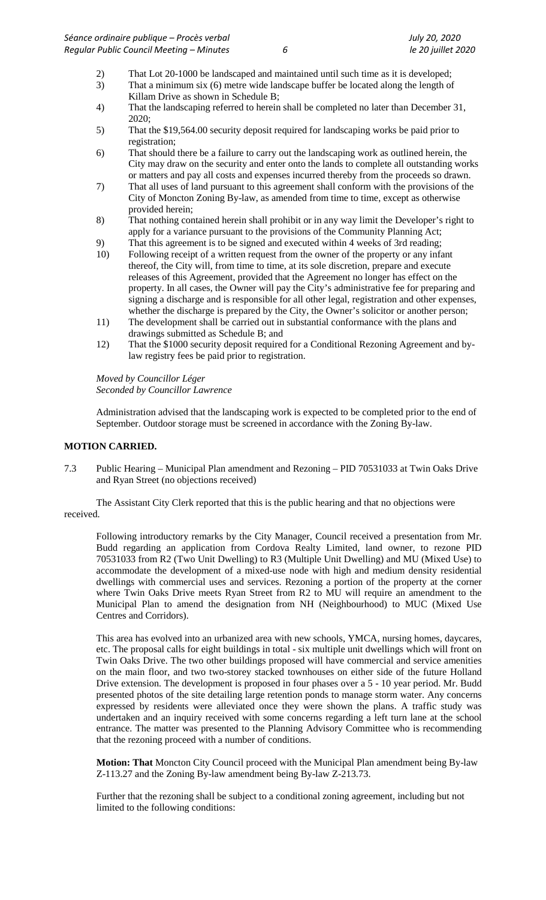2) That Lot 20-1000 be landscaped and maintained until such time as it is developed;
3) That a minimum six (6) metre wide landscape buffer be located along the length of Killam Drive as shown in Schedule B;
4) That the landscaping referred to herein shall be completed no later than December 31, 2020;
5) That the $19,564.00 security deposit required for landscaping works be paid prior to registration;
6) That should there be a failure to carry out the landscaping work as outlined herein, the City may draw on the security and enter onto the lands to complete all outstanding works or matters and pay all costs and expenses incurred thereby from the proceeds so drawn.
7) That all uses of land pursuant to this agreement shall conform with the provisions of the City of Moncton Zoning By-law, as amended from time to time, except as otherwise provided herein;
8) That nothing contained herein shall prohibit or in any way limit the Developer's right to apply for a variance pursuant to the provisions of the Community Planning Act;
9) That this agreement is to be signed and executed within 4 weeks of 3rd reading;
10) Following receipt of a written request from the owner of the property or any infant thereof, the City will, from time to time, at its sole discretion, prepare and execute releases of this Agreement, provided that the Agreement no longer has effect on the property. In all cases, the Owner will pay the City's administrative fee for preparing and signing a discharge and is responsible for all other legal, registration and other expenses, whether the discharge is prepared by the City, the Owner's solicitor or another person;
11) The development shall be carried out in substantial conformance with the plans and drawings submitted as Schedule B; and
12) That the $1000 security deposit required for a Conditional Rezoning Agreement and by-law registry fees be paid prior to registration.

*Moved by Councillor Léger*
*Seconded by Councillor Lawrence*

Administration advised that the landscaping work is expected to be completed prior to the end of September. Outdoor storage must be screened in accordance with the Zoning By-law.

**MOTION CARRIED.**

7.3 Public Hearing – Municipal Plan amendment and Rezoning – PID 70531033 at Twin Oaks Drive and Ryan Street (no objections received)

The Assistant City Clerk reported that this is the public hearing and that no objections were received.

Following introductory remarks by the City Manager, Council received a presentation from Mr. Budd regarding an application from Cordova Realty Limited, land owner, to rezone PID 70531033 from R2 (Two Unit Dwelling) to R3 (Multiple Unit Dwelling) and MU (Mixed Use) to accommodate the development of a mixed-use node with high and medium density residential dwellings with commercial uses and services. Rezoning a portion of the property at the corner where Twin Oaks Drive meets Ryan Street from R2 to MU will require an amendment to the Municipal Plan to amend the designation from NH (Neighbourhood) to MUC (Mixed Use Centres and Corridors).

This area has evolved into an urbanized area with new schools, YMCA, nursing homes, daycares, etc. The proposal calls for eight buildings in total - six multiple unit dwellings which will front on Twin Oaks Drive. The two other buildings proposed will have commercial and service amenities on the main floor, and two two-storey stacked townhouses on either side of the future Holland Drive extension. The development is proposed in four phases over a 5 - 10 year period. Mr. Budd presented photos of the site detailing large retention ponds to manage storm water. Any concerns expressed by residents were alleviated once they were shown the plans. A traffic study was undertaken and an inquiry received with some concerns regarding a left turn lane at the school entrance. The matter was presented to the Planning Advisory Committee who is recommending that the rezoning proceed with a number of conditions.

**Motion: That** Moncton City Council proceed with the Municipal Plan amendment being By-law Z-113.27 and the Zoning By-law amendment being By-law Z-213.73.

Further that the rezoning shall be subject to a conditional zoning agreement, including but not limited to the following conditions: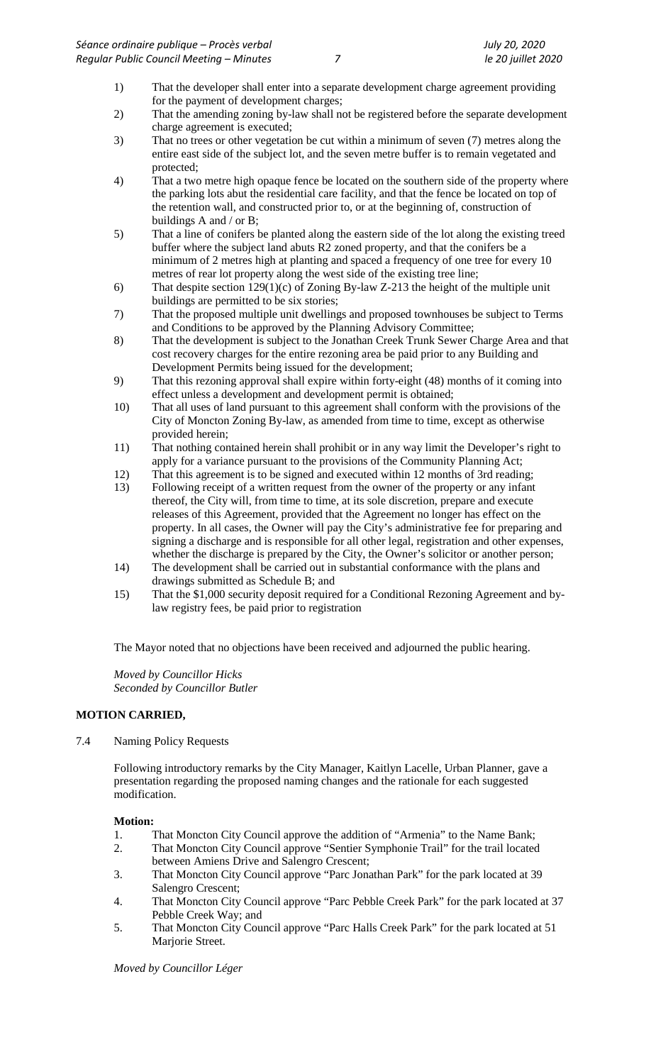1) That the developer shall enter into a separate development charge agreement providing for the payment of development charges;
2) That the amending zoning by-law shall not be registered before the separate development charge agreement is executed;
3) That no trees or other vegetation be cut within a minimum of seven (7) metres along the entire east side of the subject lot, and the seven metre buffer is to remain vegetated and protected;
4) That a two metre high opaque fence be located on the southern side of the property where the parking lots abut the residential care facility, and that the fence be located on top of the retention wall, and constructed prior to, or at the beginning of, construction of buildings A and / or B;
5) That a line of conifers be planted along the eastern side of the lot along the existing treed buffer where the subject land abuts R2 zoned property, and that the conifers be a minimum of 2 metres high at planting and spaced a frequency of one tree for every 10 metres of rear lot property along the west side of the existing tree line;
6) That despite section 129(1)(c) of Zoning By-law Z-213 the height of the multiple unit buildings are permitted to be six stories;
7) That the proposed multiple unit dwellings and proposed townhouses be subject to Terms and Conditions to be approved by the Planning Advisory Committee;
8) That the development is subject to the Jonathan Creek Trunk Sewer Charge Area and that cost recovery charges for the entire rezoning area be paid prior to any Building and Development Permits being issued for the development;
9) That this rezoning approval shall expire within forty-eight (48) months of it coming into effect unless a development and development permit is obtained;
10) That all uses of land pursuant to this agreement shall conform with the provisions of the City of Moncton Zoning By-law, as amended from time to time, except as otherwise provided herein;
11) That nothing contained herein shall prohibit or in any way limit the Developer's right to apply for a variance pursuant to the provisions of the Community Planning Act;
12) That this agreement is to be signed and executed within 12 months of 3rd reading;
13) Following receipt of a written request from the owner of the property or any infant thereof, the City will, from time to time, at its sole discretion, prepare and execute releases of this Agreement, provided that the Agreement no longer has effect on the property. In all cases, the Owner will pay the City's administrative fee for preparing and signing a discharge and is responsible for all other legal, registration and other expenses, whether the discharge is prepared by the City, the Owner's solicitor or another person;
14) The development shall be carried out in substantial conformance with the plans and drawings submitted as Schedule B; and
15) That the $1,000 security deposit required for a Conditional Rezoning Agreement and by-law registry fees, be paid prior to registration

The Mayor noted that no objections have been received and adjourned the public hearing.

*Moved by Councillor Hicks*
*Seconded by Councillor Butler*

**MOTION CARRIED,**

7.4 Naming Policy Requests

Following introductory remarks by the City Manager, Kaitlyn Lacelle, Urban Planner, gave a presentation regarding the proposed naming changes and the rationale for each suggested modification.

**Motion:**

1. That Moncton City Council approve the addition of "Armenia" to the Name Bank;
2. That Moncton City Council approve "Sentier Symphonie Trail" for the trail located between Amiens Drive and Salengro Crescent;
3. That Moncton City Council approve "Parc Jonathan Park" for the park located at 39 Salengro Crescent;
4. That Moncton City Council approve "Parc Pebble Creek Park" for the park located at 37 Pebble Creek Way; and
5. That Moncton City Council approve "Parc Halls Creek Park" for the park located at 51 Marjorie Street.

*Moved by Councillor Léger*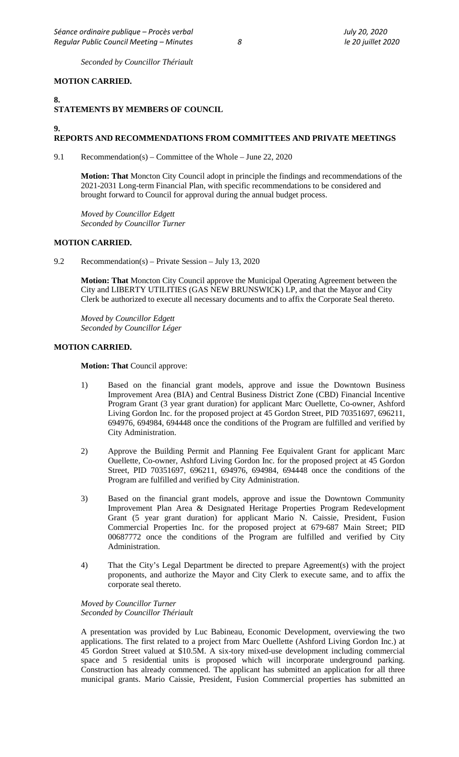*Seconded by Councillor Thériault*

**MOTION CARRIED.**

## 8. STATEMENTS BY MEMBERS OF COUNCIL

## 9. REPORTS AND RECOMMENDATIONS FROM COMMITTEES AND PRIVATE MEETINGS

9.1 Recommendation(s) – Committee of the Whole – June 22, 2020

**Motion: That** Moncton City Council adopt in principle the findings and recommendations of the 2021-2031 Long-term Financial Plan, with specific recommendations to be considered and brought forward to Council for approval during the annual budget process.

*Moved by Councillor Edgett*
*Seconded by Councillor Turner*

**MOTION CARRIED.**

9.2 Recommendation(s) – Private Session – July 13, 2020

**Motion: That** Moncton City Council approve the Municipal Operating Agreement between the City and LIBERTY UTILITIES (GAS NEW BRUNSWICK) LP, and that the Mayor and City Clerk be authorized to execute all necessary documents and to affix the Corporate Seal thereto.

*Moved by Councillor Edgett*
*Seconded by Councillor Léger*

**MOTION CARRIED.**

**Motion: That** Council approve:

1) Based on the financial grant models, approve and issue the Downtown Business Improvement Area (BIA) and Central Business District Zone (CBD) Financial Incentive Program Grant (3 year grant duration) for applicant Marc Ouellette, Co-owner, Ashford Living Gordon Inc. for the proposed project at 45 Gordon Street, PID 70351697, 696211, 694976, 694984, 694448 once the conditions of the Program are fulfilled and verified by City Administration.

2) Approve the Building Permit and Planning Fee Equivalent Grant for applicant Marc Ouellette, Co-owner, Ashford Living Gordon Inc. for the proposed project at 45 Gordon Street, PID 70351697, 696211, 694976, 694984, 694448 once the conditions of the Program are fulfilled and verified by City Administration.

3) Based on the financial grant models, approve and issue the Downtown Community Improvement Plan Area & Designated Heritage Properties Program Redevelopment Grant (5 year grant duration) for applicant Mario N. Caissie, President, Fusion Commercial Properties Inc. for the proposed project at 679-687 Main Street; PID 00687772 once the conditions of the Program are fulfilled and verified by City Administration.

4) That the City's Legal Department be directed to prepare Agreement(s) with the project proponents, and authorize the Mayor and City Clerk to execute same, and to affix the corporate seal thereto.

*Moved by Councillor Turner*
*Seconded by Councillor Thériault*

A presentation was provided by Luc Babineau, Economic Development, overviewing the two applications. The first related to a project from Marc Ouellette (Ashford Living Gordon Inc.) at 45 Gordon Street valued at $10.5M. A six-tory mixed-use development including commercial space and 5 residential units is proposed which will incorporate underground parking. Construction has already commenced. The applicant has submitted an application for all three municipal grants. Mario Caissie, President, Fusion Commercial properties has submitted an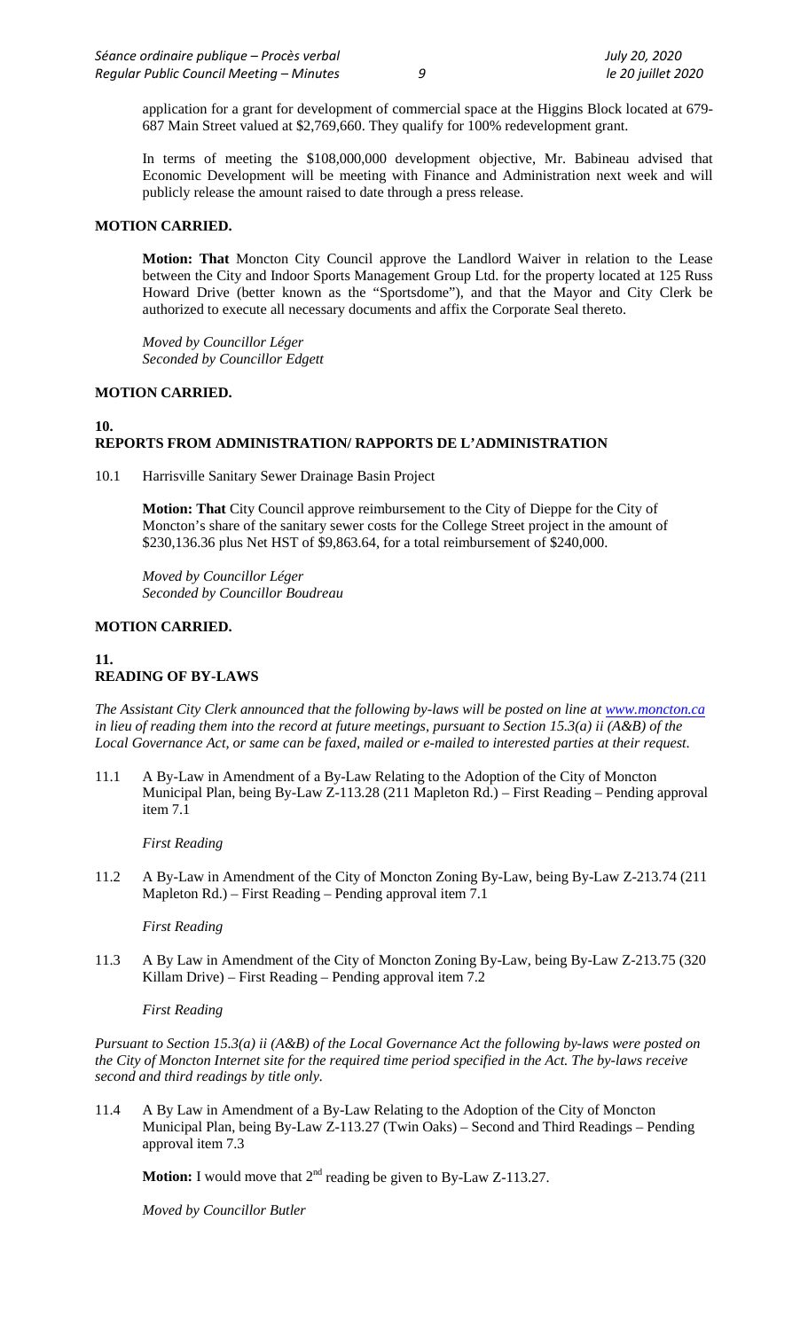application for a grant for development of commercial space at the Higgins Block located at 679-687 Main Street valued at $2,769,660. They qualify for 100% redevelopment grant.

In terms of meeting the $108,000,000 development objective, Mr. Babineau advised that Economic Development will be meeting with Finance and Administration next week and will publicly release the amount raised to date through a press release.

**MOTION CARRIED.**

**Motion: That** Moncton City Council approve the Landlord Waiver in relation to the Lease between the City and Indoor Sports Management Group Ltd. for the property located at 125 Russ Howard Drive (better known as the "Sportsdome"), and that the Mayor and City Clerk be authorized to execute all necessary documents and affix the Corporate Seal thereto.

*Moved by Councillor Léger*
*Seconded by Councillor Edgett*

**MOTION CARRIED.**

## 10. REPORTS FROM ADMINISTRATION/ RAPPORTS DE L'ADMINISTRATION

10.1 Harrisville Sanitary Sewer Drainage Basin Project

**Motion: That** City Council approve reimbursement to the City of Dieppe for the City of Moncton's share of the sanitary sewer costs for the College Street project in the amount of $230,136.36 plus Net HST of $9,863.64, for a total reimbursement of $240,000.

*Moved by Councillor Léger*
*Seconded by Councillor Boudreau*

**MOTION CARRIED.**

## 11. READING OF BY-LAWS

*The Assistant City Clerk announced that the following by-laws will be posted on line at www.moncton.ca in lieu of reading them into the record at future meetings, pursuant to Section 15.3(a) ii (A&B) of the Local Governance Act, or same can be faxed, mailed or e-mailed to interested parties at their request.*

11.1 A By-Law in Amendment of a By-Law Relating to the Adoption of the City of Moncton Municipal Plan, being By-Law Z-113.28 (211 Mapleton Rd.) – First Reading – Pending approval item 7.1

*First Reading*

11.2 A By-Law in Amendment of the City of Moncton Zoning By-Law, being By-Law Z-213.74 (211 Mapleton Rd.) – First Reading – Pending approval item 7.1

*First Reading*

11.3 A By Law in Amendment of the City of Moncton Zoning By-Law, being By-Law Z-213.75 (320 Killam Drive) – First Reading – Pending approval item 7.2

*First Reading*

*Pursuant to Section 15.3(a) ii (A&B) of the Local Governance Act the following by-laws were posted on the City of Moncton Internet site for the required time period specified in the Act. The by-laws receive second and third readings by title only.*

11.4 A By Law in Amendment of a By-Law Relating to the Adoption of the City of Moncton Municipal Plan, being By-Law Z-113.27 (Twin Oaks) – Second and Third Readings – Pending approval item 7.3

**Motion:** I would move that 2nd reading be given to By-Law Z-113.27.

*Moved by Councillor Butler*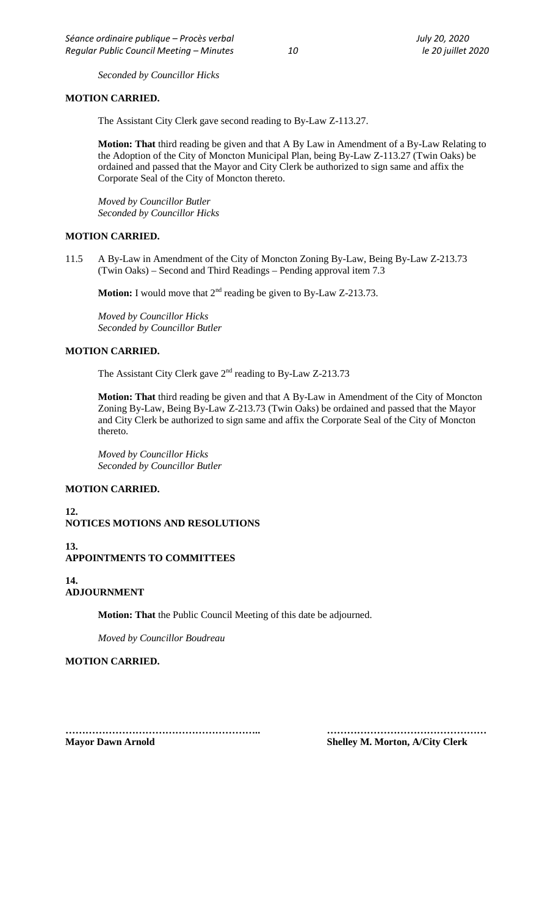*Seconded by Councillor Hicks*

**MOTION CARRIED.**

The Assistant City Clerk gave second reading to By-Law Z-113.27.

**Motion: That** third reading be given and that A By Law in Amendment of a By-Law Relating to the Adoption of the City of Moncton Municipal Plan, being By-Law Z-113.27 (Twin Oaks) be ordained and passed that the Mayor and City Clerk be authorized to sign same and affix the Corporate Seal of the City of Moncton thereto.

*Moved by Councillor Butler*
*Seconded by Councillor Hicks*

**MOTION CARRIED.**

11.5 A By-Law in Amendment of the City of Moncton Zoning By-Law, Being By-Law Z-213.73 (Twin Oaks) – Second and Third Readings – Pending approval item 7.3

**Motion:** I would move that 2nd reading be given to By-Law Z-213.73.

*Moved by Councillor Hicks*
*Seconded by Councillor Butler*

**MOTION CARRIED.**

The Assistant City Clerk gave 2nd reading to By-Law Z-213.73

**Motion: That** third reading be given and that A By-Law in Amendment of the City of Moncton Zoning By-Law, Being By-Law Z-213.73 (Twin Oaks) be ordained and passed that the Mayor and City Clerk be authorized to sign same and affix the Corporate Seal of the City of Moncton thereto.

*Moved by Councillor Hicks*
*Seconded by Councillor Butler*

**MOTION CARRIED.**

**12.**
**NOTICES MOTIONS AND RESOLUTIONS**

**13.**
**APPOINTMENTS TO COMMITTEES**

**14.**
**ADJOURNMENT**

**Motion: That** the Public Council Meeting of this date be adjourned.

*Moved by Councillor Boudreau*

**MOTION CARRIED.**

………………………………………………..
**Mayor Dawn Arnold**

…………………………………………
**Shelley M. Morton, A/City Clerk**